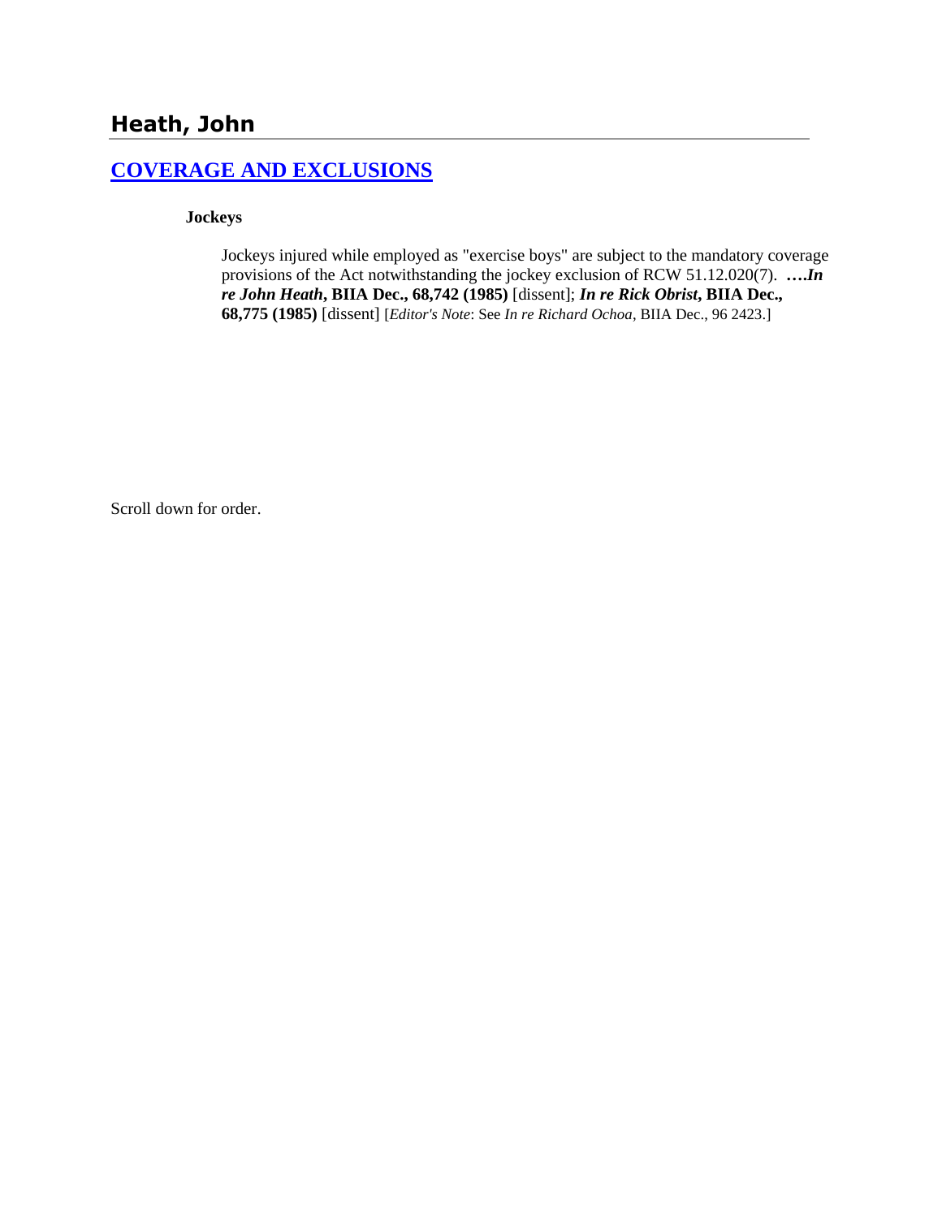## Heath, John

### COVERAGE AND EXCLUSIONS

**Jockeys**

Jockeys injured while employed as "exercise boys" are subject to the mandatory coverage provisions of the Act notwithstanding the jockey exclusion of RCW 51.12.020(7). ….***In re John Heath*, BIIA Dec., 68,742 (1985)** [dissent]; ***In re Rick Obrist*, BIIA Dec., 68,775 (1985)** [dissent] [*Editor's Note*: See *In re Richard Ochoa*, BIIA Dec., 96 2423.]

Scroll down for order.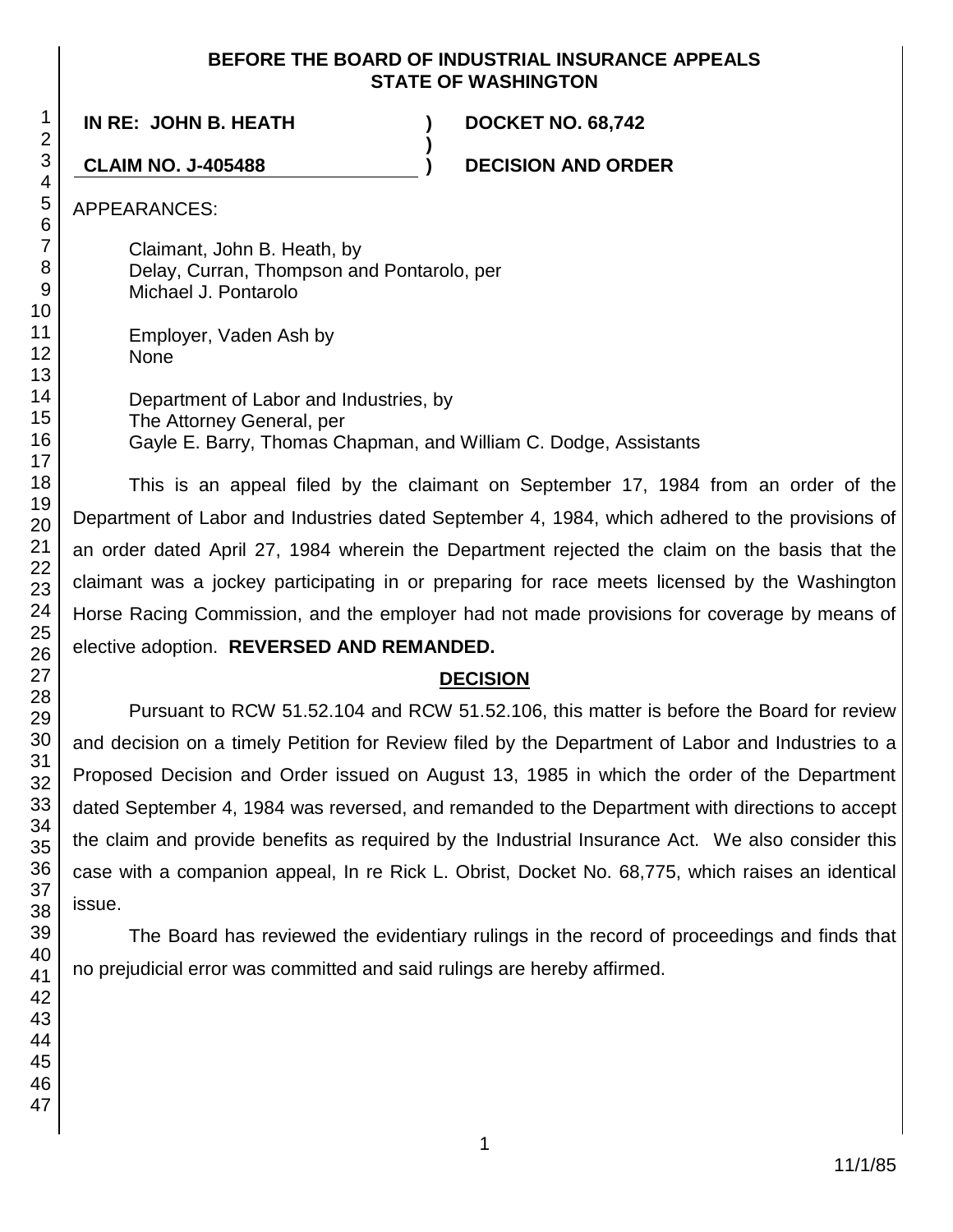**BEFORE THE BOARD OF INDUSTRIAL INSURANCE APPEALS**
**STATE OF WASHINGTON**

| | | |
|---|---|---|
| **IN RE: JOHN B. HEATH** | **)** | **DOCKET NO. 68,742** |
| | **)** | |
| **CLAIM NO. J-405488** | **)** | **DECISION AND ORDER** |

APPEARANCES:

Claimant, John B. Heath, by
Delay, Curran, Thompson and Pontarolo, per
Michael J. Pontarolo

Employer, Vaden Ash by
None

Department of Labor and Industries, by
The Attorney General, per
Gayle E. Barry, Thomas Chapman, and William C. Dodge, Assistants

This is an appeal filed by the claimant on September 17, 1984 from an order of the Department of Labor and Industries dated September 4, 1984, which adhered to the provisions of an order dated April 27, 1984 wherein the Department rejected the claim on the basis that the claimant was a jockey participating in or preparing for race meets licensed by the Washington Horse Racing Commission, and the employer had not made provisions for coverage by means of elective adoption. **REVERSED AND REMANDED.**

## DECISION

Pursuant to RCW 51.52.104 and RCW 51.52.106, this matter is before the Board for review and decision on a timely Petition for Review filed by the Department of Labor and Industries to a Proposed Decision and Order issued on August 13, 1985 in which the order of the Department dated September 4, 1984 was reversed, and remanded to the Department with directions to accept the claim and provide benefits as required by the Industrial Insurance Act. We also consider this case with a companion appeal, In re Rick L. Obrist, Docket No. 68,775, which raises an identical issue.

The Board has reviewed the evidentiary rulings in the record of proceedings and finds that no prejudicial error was committed and said rulings are hereby affirmed.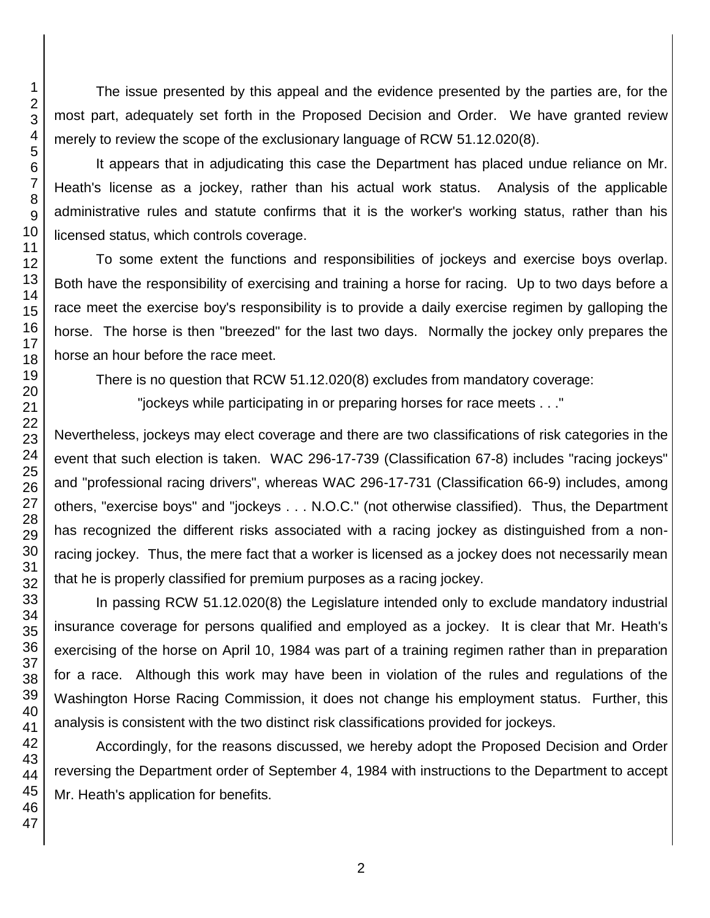The issue presented by this appeal and the evidence presented by the parties are, for the most part, adequately set forth in the Proposed Decision and Order. We have granted review merely to review the scope of the exclusionary language of RCW 51.12.020(8).

It appears that in adjudicating this case the Department has placed undue reliance on Mr. Heath's license as a jockey, rather than his actual work status. Analysis of the applicable administrative rules and statute confirms that it is the worker's working status, rather than his licensed status, which controls coverage.

To some extent the functions and responsibilities of jockeys and exercise boys overlap. Both have the responsibility of exercising and training a horse for racing. Up to two days before a race meet the exercise boy's responsibility is to provide a daily exercise regimen by galloping the horse. The horse is then "breezed" for the last two days. Normally the jockey only prepares the horse an hour before the race meet.

There is no question that RCW 51.12.020(8) excludes from mandatory coverage:

> "jockeys while participating in or preparing horses for race meets . . ."

Nevertheless, jockeys may elect coverage and there are two classifications of risk categories in the event that such election is taken. WAC 296-17-739 (Classification 67-8) includes "racing jockeys" and "professional racing drivers", whereas WAC 296-17-731 (Classification 66-9) includes, among others, "exercise boys" and "jockeys . . . N.O.C." (not otherwise classified). Thus, the Department has recognized the different risks associated with a racing jockey as distinguished from a non-racing jockey. Thus, the mere fact that a worker is licensed as a jockey does not necessarily mean that he is properly classified for premium purposes as a racing jockey.

In passing RCW 51.12.020(8) the Legislature intended only to exclude mandatory industrial insurance coverage for persons qualified and employed as a jockey. It is clear that Mr. Heath's exercising of the horse on April 10, 1984 was part of a training regimen rather than in preparation for a race. Although this work may have been in violation of the rules and regulations of the Washington Horse Racing Commission, it does not change his employment status. Further, this analysis is consistent with the two distinct risk classifications provided for jockeys.

Accordingly, for the reasons discussed, we hereby adopt the Proposed Decision and Order reversing the Department order of September 4, 1984 with instructions to the Department to accept Mr. Heath's application for benefits.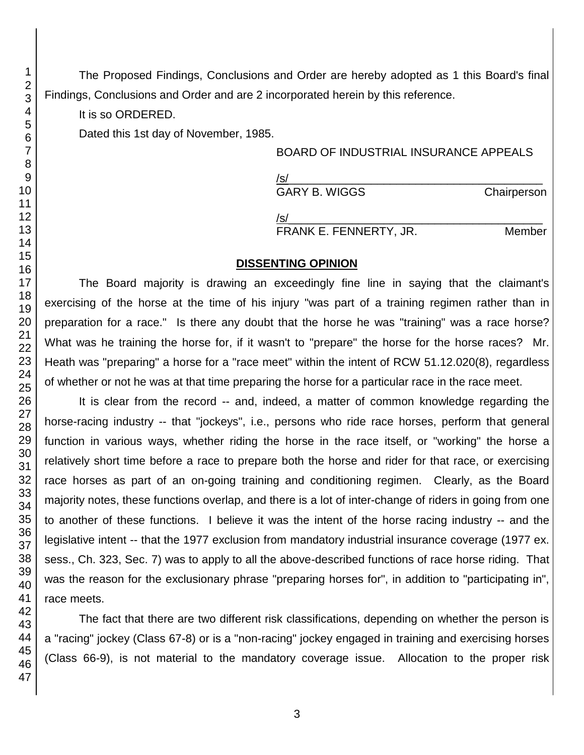The Proposed Findings, Conclusions and Order are hereby adopted as 1 this Board's final Findings, Conclusions and Order and are 2 incorporated herein by this reference.

It is so ORDERED.

Dated this 1st day of November, 1985.

BOARD OF INDUSTRIAL INSURANCE APPEALS

/s/
GARY B. WIGGS Chairperson

/s/
FRANK E. FENNERTY, JR. Member

## DISSENTING OPINION

The Board majority is drawing an exceedingly fine line in saying that the claimant's exercising of the horse at the time of his injury "was part of a training regimen rather than in preparation for a race." Is there any doubt that the horse he was "training" was a race horse? What was he training the horse for, if it wasn't to "prepare" the horse for the horse races? Mr. Heath was "preparing" a horse for a "race meet" within the intent of RCW 51.12.020(8), regardless of whether or not he was at that time preparing the horse for a particular race in the race meet.

It is clear from the record -- and, indeed, a matter of common knowledge regarding the horse-racing industry -- that "jockeys", i.e., persons who ride race horses, perform that general function in various ways, whether riding the horse in the race itself, or "working" the horse a relatively short time before a race to prepare both the horse and rider for that race, or exercising race horses as part of an on-going training and conditioning regimen. Clearly, as the Board majority notes, these functions overlap, and there is a lot of inter-change of riders in going from one to another of these functions. I believe it was the intent of the horse racing industry -- and the legislative intent -- that the 1977 exclusion from mandatory industrial insurance coverage (1977 ex. sess., Ch. 323, Sec. 7) was to apply to all the above-described functions of race horse riding. That was the reason for the exclusionary phrase "preparing horses for", in addition to "participating in", race meets.

The fact that there are two different risk classifications, depending on whether the person is a "racing" jockey (Class 67-8) or is a "non-racing" jockey engaged in training and exercising horses (Class 66-9), is not material to the mandatory coverage issue. Allocation to the proper risk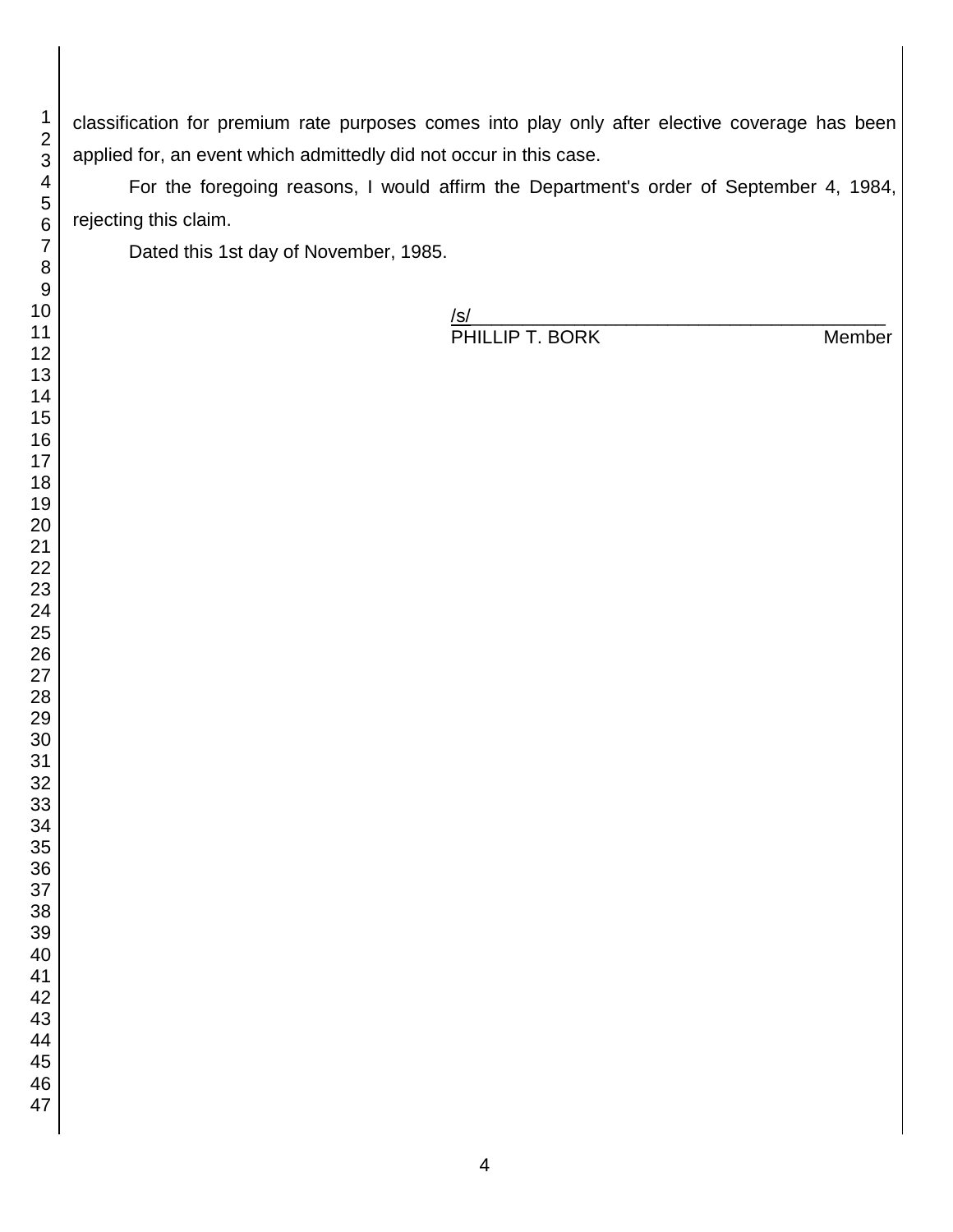classification for premium rate purposes comes into play only after elective coverage has been applied for, an event which admittedly did not occur in this case.

For the foregoing reasons, I would affirm the Department's order of September 4, 1984, rejecting this claim.

Dated this 1st day of November, 1985.

/s/
PHILLIP T. BORK Member